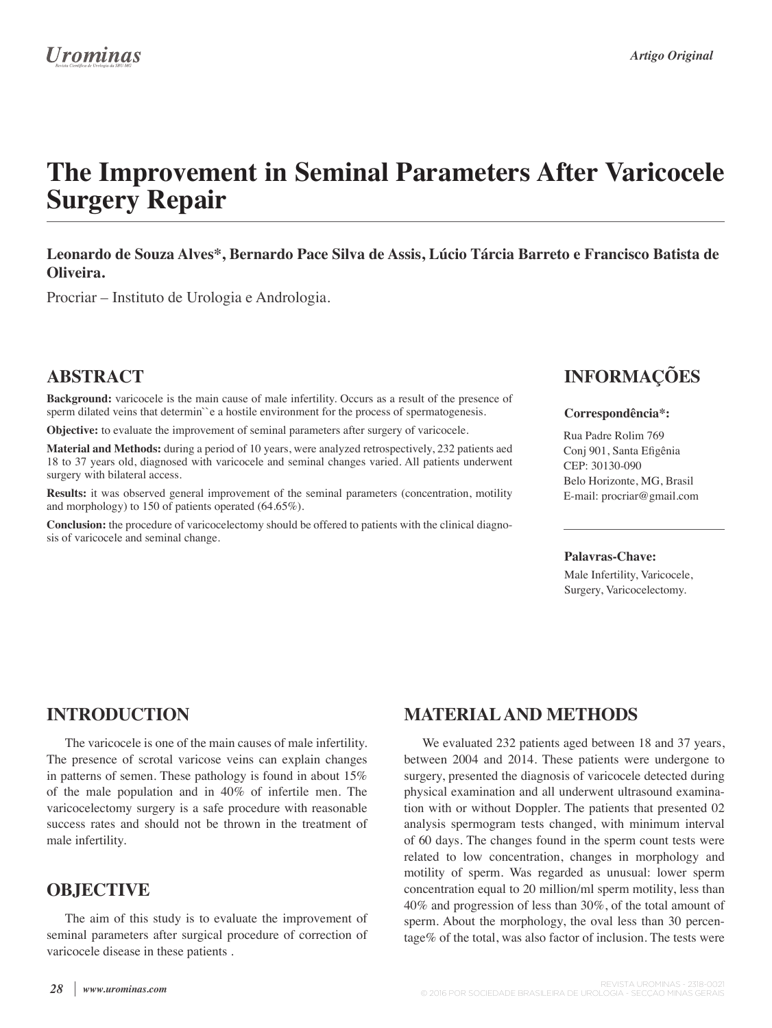# The Improvement in Seminal Parameters After Varicocele Surgery Repair

**Leonardo de Souza Alves*, Bernardo Pace Silva de Assis, Lúcio Tárcia Barreto e Francisco Batista de Oliveira.**

Procriar – Instituto de Urologia e Andrologia.

## ABSTRACT

**Background:** varicocele is the main cause of male infertility. Occurs as a result of the presence of sperm dilated veins that determin``e a hostile environment for the process of spermatogenesis.

**Objective:** to evaluate the improvement of seminal parameters after surgery of varicocele.

**Material and Methods:** during a period of 10 years, were analyzed retrospectively, 232 patients aed 18 to 37 years old, diagnosed with varicocele and seminal changes varied. All patients underwent surgery with bilateral access.

**Results:** it was observed general improvement of the seminal parameters (concentration, motility and morphology) to 150 of patients operated (64.65%).

**Conclusion:** the procedure of varicocelectomy should be offered to patients with the clinical diagnosis of varicocele and seminal change.

## INFORMAÇÕES

**Correspondência*:**

Rua Padre Rolim 769
Conj 901, Santa Efigênia
CEP: 30130-090
Belo Horizonte, MG, Brasil
E-mail: procriar@gmail.com

**Palavras-Chave:**

Male Infertility, Varicocele, Surgery, Varicocelectomy.

## INTRODUCTION

The varicocele is one of the main causes of male infertility. The presence of scrotal varicose veins can explain changes in patterns of semen. These pathology is found in about 15% of the male population and in 40% of infertile men. The varicocelectomy surgery is a safe procedure with reasonable success rates and should not be thrown in the treatment of male infertility.

## OBJECTIVE

The aim of this study is to evaluate the improvement of seminal parameters after surgical procedure of correction of varicocele disease in these patients .

## MATERIAL AND METHODS

We evaluated 232 patients aged between 18 and 37 years, between 2004 and 2014. These patients were undergone to surgery, presented the diagnosis of varicocele detected during physical examination and all underwent ultrasound examination with or without Doppler. The patients that presented 02 analysis spermogram tests changed, with minimum interval of 60 days. The changes found in the sperm count tests were related to low concentration, changes in morphology and motility of sperm. Was regarded as unusual: lower sperm concentration equal to 20 million/ml sperm motility, less than 40% and progression of less than 30%, of the total amount of sperm. About the morphology, the oval less than 30 percentage% of the total, was also factor of inclusion. The tests were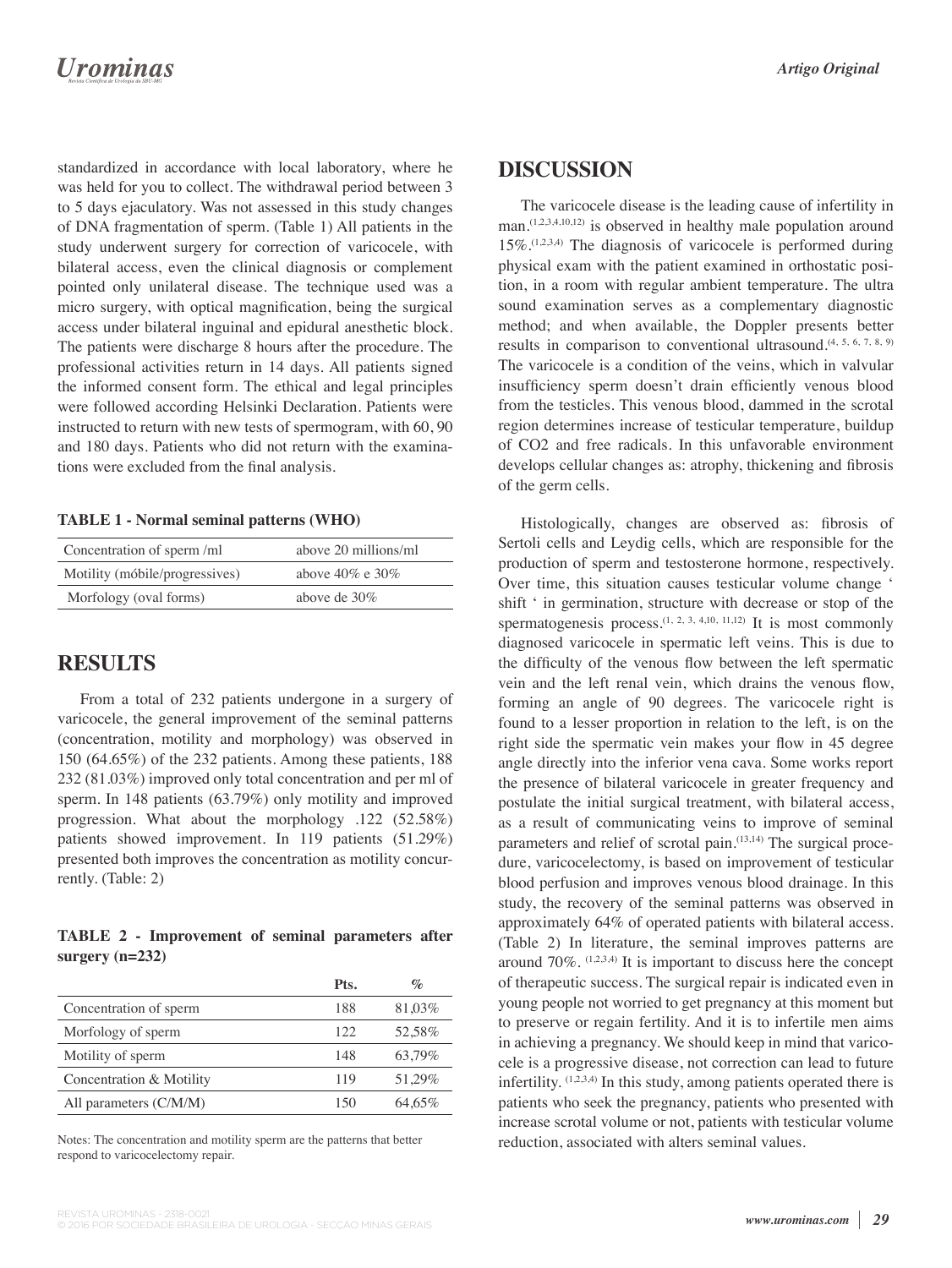standardized in accordance with local laboratory, where he was held for you to collect. The withdrawal period between 3 to 5 days ejaculatory. Was not assessed in this study changes of DNA fragmentation of sperm. (Table 1) All patients in the study underwent surgery for correction of varicocele, with bilateral access, even the clinical diagnosis or complement pointed only unilateral disease. The technique used was a micro surgery, with optical magnification, being the surgical access under bilateral inguinal and epidural anesthetic block. The patients were discharge 8 hours after the procedure. The professional activities return in 14 days. All patients signed the informed consent form. The ethical and legal principles were followed according Helsinki Declaration. Patients were instructed to return with new tests of spermogram, with 60, 90 and 180 days. Patients who did not return with the examinations were excluded from the final analysis.

**TABLE 1 - Normal seminal patterns (WHO)**

| | |
|---|---|
| Concentration of sperm /ml | above 20 millions/ml |
| Motility (móbile/progressives) | above 40% e 30% |
| Morfology (oval forms) | above de 30% |

## RESULTS

From a total of 232 patients undergone in a surgery of varicocele, the general improvement of the seminal patterns (concentration, motility and morphology) was observed in 150 (64.65%) of the 232 patients. Among these patients, 188 232 (81.03%) improved only total concentration and per ml of sperm. In 148 patients (63.79%) only motility and improved progression. What about the morphology .122 (52.58%) patients showed improvement. In 119 patients (51.29%) presented both improves the concentration as motility concurrently. (Table: 2)

**TABLE 2 - Improvement of seminal parameters after surgery (n=232)**

| | Pts. | % |
|---|---|---|
| Concentration of sperm | 188 | 81,03% |
| Morfology of sperm | 122 | 52,58% |
| Motility of sperm | 148 | 63,79% |
| Concentration & Motility | 119 | 51,29% |
| All parameters (C/M/M) | 150 | 64,65% |

Notes: The concentration and motility sperm are the patterns that better respond to varicocelectomy repair.

## DISCUSSION

The varicocele disease is the leading cause of infertility in man.[1,2,3,4,10,12] is observed in healthy male population around 15%.[1,2,3,4] The diagnosis of varicocele is performed during physical exam with the patient examined in orthostatic position, in a room with regular ambient temperature. The ultra sound examination serves as a complementary diagnostic method; and when available, the Doppler presents better results in comparison to conventional ultrasound.[4, 5, 6, 7, 8, 9] The varicocele is a condition of the veins, which in valvular insufficiency sperm doesn't drain efficiently venous blood from the testicles. This venous blood, dammed in the scrotal region determines increase of testicular temperature, buildup of $CO_2$ and free radicals. In this unfavorable environment develops cellular changes as: atrophy, thickening and fibrosis of the germ cells.

Histologically, changes are observed as: fibrosis of Sertoli cells and Leydig cells, which are responsible for the production of sperm and testosterone hormone, respectively. Over time, this situation causes testicular volume change ' shift ' in germination, structure with decrease or stop of the spermatogenesis process.[1, 2, 3, 4,10, 11,12] It is most commonly diagnosed varicocele in spermatic left veins. This is due to the difficulty of the venous flow between the left spermatic vein and the left renal vein, which drains the venous flow, forming an angle of 90 degrees. The varicocele right is found to a lesser proportion in relation to the left, is on the right side the spermatic vein makes your flow in 45 degree angle directly into the inferior vena cava. Some works report the presence of bilateral varicocele in greater frequency and postulate the initial surgical treatment, with bilateral access, as a result of communicating veins to improve of seminal parameters and relief of scrotal pain.[13,14] The surgical procedure, varicocelectomy, is based on improvement of testicular blood perfusion and improves venous blood drainage. In this study, the recovery of the seminal patterns was observed in approximately 64% of operated patients with bilateral access. (Table 2) In literature, the seminal improves patterns are around 70%. [1,2,3,4] It is important to discuss here the concept of therapeutic success. The surgical repair is indicated even in young people not worried to get pregnancy at this moment but to preserve or regain fertility. And it is to infertile men aims in achieving a pregnancy. We should keep in mind that varicocele is a progressive disease, not correction can lead to future infertility. [1,2,3,4] In this study, among patients operated there is patients who seek the pregnancy, patients who presented with increase scrotal volume or not, patients with testicular volume reduction, associated with alters seminal values.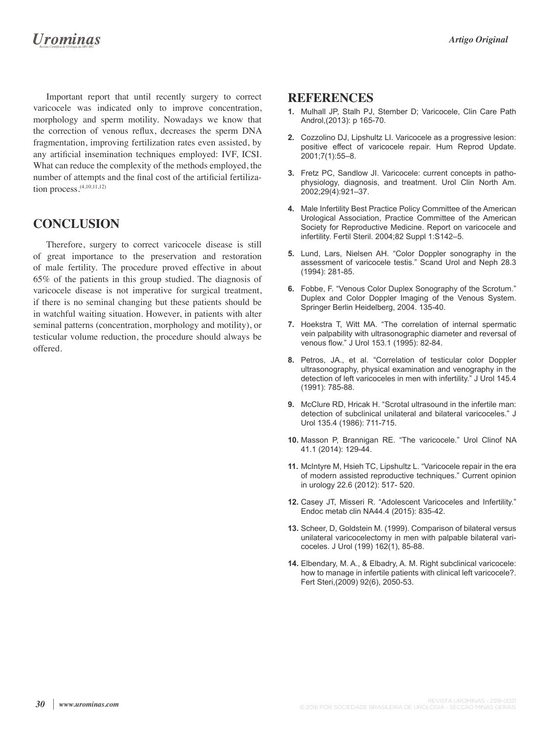Important report that until recently surgery to correct varicocele was indicated only to improve concentration, morphology and sperm motility. Nowadays we know that the correction of venous reflux, decreases the sperm DNA fragmentation, improving fertilization rates even assisted, by any artificial insemination techniques employed: IVF, ICSI. What can reduce the complexity of the methods employed, the number of attempts and the final cost of the artificial fertilization process.[4,10,11,12]

## CONCLUSION

Therefore, surgery to correct varicocele disease is still of great importance to the preservation and restoration of male fertility. The procedure proved effective in about 65% of the patients in this group studied. The diagnosis of varicocele disease is not imperative for surgical treatment, if there is no seminal changing but these patients should be in watchful waiting situation. However, in patients with alter seminal patterns (concentration, morphology and motility), or testicular volume reduction, the procedure should always be offered.

## REFERENCES

1. Mulhall JP, Stalh PJ, Stember D; Varicocele, Clin Care Path Androl,(2013): p 165-70.
2. Cozzolino DJ, Lipshultz LI. Varicocele as a progressive lesion: positive effect of varicocele repair. Hum Reprod Update. 2001;7(1):55–8.
3. Fretz PC, Sandlow JI. Varicocele: current concepts in pathophysiology, diagnosis, and treatment. Urol Clin North Am. 2002;29(4):921–37.
4. Male Infertility Best Practice Policy Committee of the American Urological Association, Practice Committee of the American Society for Reproductive Medicine. Report on varicocele and infertility. Fertil Steril. 2004;82 Suppl 1:S142–5.
5. Lund, Lars, Nielsen AH. "Color Doppler sonography in the assessment of varicocele testis." Scand Urol and Neph 28.3 (1994): 281-85.
6. Fobbe, F. "Venous Color Duplex Sonography of the Scrotum." Duplex and Color Doppler Imaging of the Venous System. Springer Berlin Heidelberg, 2004. 135-40.
7. Hoekstra T, Witt MA. "The correlation of internal spermatic vein palpability with ultrasonographic diameter and reversal of venous flow." J Urol 153.1 (1995): 82-84.
8. Petros, JA., et al. "Correlation of testicular color Doppler ultrasonography, physical examination and venography in the detection of left varicoceles in men with infertility." J Urol 145.4 (1991): 785-88.
9. McClure RD, Hricak H. "Scrotal ultrasound in the infertile man: detection of subclinical unilateral and bilateral varicoceles." J Urol 135.4 (1986): 711-715.
10. Masson P, Brannigan RE. "The varicocele." Urol Clinof NA 41.1 (2014): 129-44.
11. McIntyre M, Hsieh TC, Lipshultz L. "Varicocele repair in the era of modern assisted reproductive techniques." Current opinion in urology 22.6 (2012): 517- 520.
12. Casey JT, Misseri R. "Adolescent Varicoceles and Infertility." Endoc metab clin NA44.4 (2015): 835-42.
13. Scheer, D, Goldstein M. (1999). Comparison of bilateral versus unilateral varicocelectomy in men with palpable bilateral varicoceles. J Urol (199) 162(1), 85-88.
14. Elbendary, M. A., & Elbadry, A. M. Right subclinical varicocele: how to manage in infertile patients with clinical left varicocele?. Fert Steri,(2009) 92(6), 2050-53.